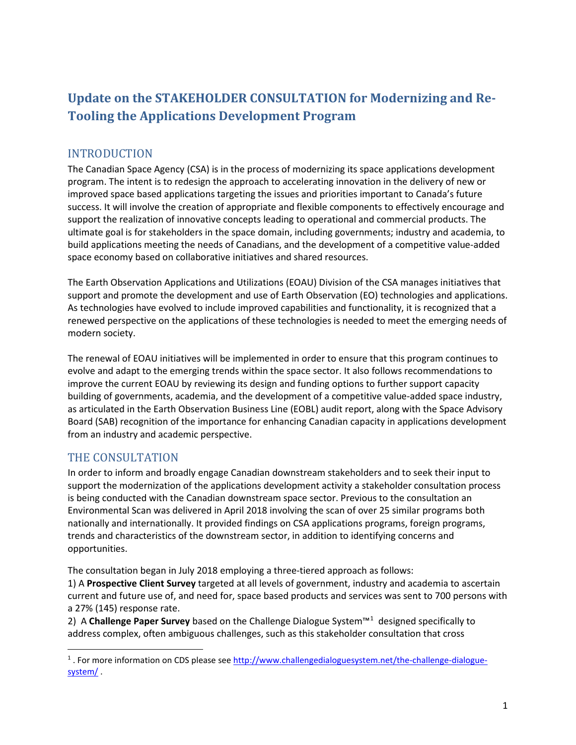# Update on the STAKEHOLDER CONSULTATION for Modernizing and Re-Tooling the Applications Development Program

## INTRODUCTION

The Canadian Space Agency (CSA) is in the process of modernizing its space applications development program. The intent is to redesign the approach to accelerating innovation in the delivery of new or improved space based applications targeting the issues and priorities important to Canada's future success. It will involve the creation of appropriate and flexible components to effectively encourage and support the realization of innovative concepts leading to operational and commercial products. The ultimate goal is for stakeholders in the space domain, including governments; industry and academia, to build applications meeting the needs of Canadians, and the development of a competitive value-added space economy based on collaborative initiatives and shared resources.

The Earth Observation Applications and Utilizations (EOAU) Division of the CSA manages initiatives that support and promote the development and use of Earth Observation (EO) technologies and applications. As technologies have evolved to include improved capabilities and functionality, it is recognized that a renewed perspective on the applications of these technologies is needed to meet the emerging needs of modern society.

The renewal of EOAU initiatives will be implemented in order to ensure that this program continues to evolve and adapt to the emerging trends within the space sector. It also follows recommendations to improve the current EOAU by reviewing its design and funding options to further support capacity building of governments, academia, and the development of a competitive value-added space industry, as articulated in the Earth Observation Business Line (EOBL) audit report, along with the Space Advisory Board (SAB) recognition of the importance for enhancing Canadian capacity in applications development from an industry and academic perspective.

## THE CONSULTATION

In order to inform and broadly engage Canadian downstream stakeholders and to seek their input to support the modernization of the applications development activity a stakeholder consultation process is being conducted with the Canadian downstream space sector. Previous to the consultation an Environmental Scan was delivered in April 2018 involving the scan of over 25 similar programs both nationally and internationally. It provided findings on CSA applications programs, foreign programs, trends and characteristics of the downstream sector, in addition to identifying concerns and opportunities.

The consultation began in July 2018 employing a three-tiered approach as follows:

1) A **Prospective Client Survey** targeted at all levels of government, industry and academia to ascertain current and future use of, and need for, space based products and services was sent to 700 persons with a 27% (145) response rate.

2) A **Challenge Paper Survey** based on the Challenge Dialogue System™[1] designed specifically to address complex, often ambiguous challenges, such as this stakeholder consultation that cross

[1] . For more information on CDS please see http://www.challengedialoguesystem.net/the-challenge-dialogue-system/ .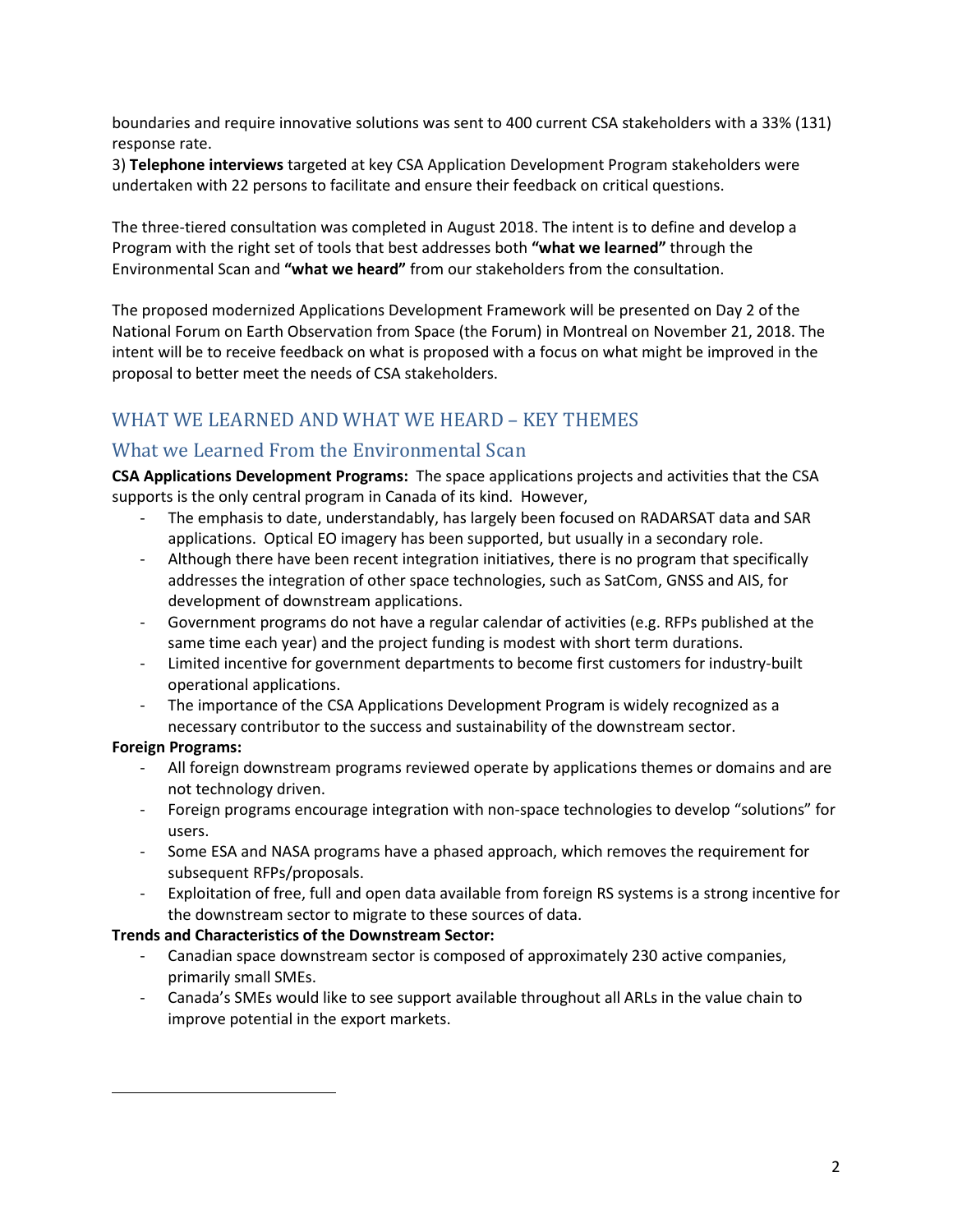boundaries and require innovative solutions was sent to 400 current CSA stakeholders with a 33% (131) response rate.

3) **Telephone interviews** targeted at key CSA Application Development Program stakeholders were undertaken with 22 persons to facilitate and ensure their feedback on critical questions.

The three-tiered consultation was completed in August 2018. The intent is to define and develop a Program with the right set of tools that best addresses both **"what we learned"** through the Environmental Scan and **"what we heard"** from our stakeholders from the consultation.

The proposed modernized Applications Development Framework will be presented on Day 2 of the National Forum on Earth Observation from Space (the Forum) in Montreal on November 21, 2018. The intent will be to receive feedback on what is proposed with a focus on what might be improved in the proposal to better meet the needs of CSA stakeholders.

## WHAT WE LEARNED AND WHAT WE HEARD – KEY THEMES

### What we Learned From the Environmental Scan

**CSA Applications Development Programs:** The space applications projects and activities that the CSA supports is the only central program in Canada of its kind. However,

- The emphasis to date, understandably, has largely been focused on RADARSAT data and SAR applications. Optical EO imagery has been supported, but usually in a secondary role.
- Although there have been recent integration initiatives, there is no program that specifically addresses the integration of other space technologies, such as SatCom, GNSS and AIS, for development of downstream applications.
- Government programs do not have a regular calendar of activities (e.g. RFPs published at the same time each year) and the project funding is modest with short term durations.
- Limited incentive for government departments to become first customers for industry-built operational applications.
- The importance of the CSA Applications Development Program is widely recognized as a necessary contributor to the success and sustainability of the downstream sector.

**Foreign Programs:**

- All foreign downstream programs reviewed operate by applications themes or domains and are not technology driven.
- Foreign programs encourage integration with non-space technologies to develop "solutions" for users.
- Some ESA and NASA programs have a phased approach, which removes the requirement for subsequent RFPs/proposals.
- Exploitation of free, full and open data available from foreign RS systems is a strong incentive for the downstream sector to migrate to these sources of data.

**Trends and Characteristics of the Downstream Sector:**

- Canadian space downstream sector is composed of approximately 230 active companies, primarily small SMEs.
- Canada's SMEs would like to see support available throughout all ARLs in the value chain to improve potential in the export markets.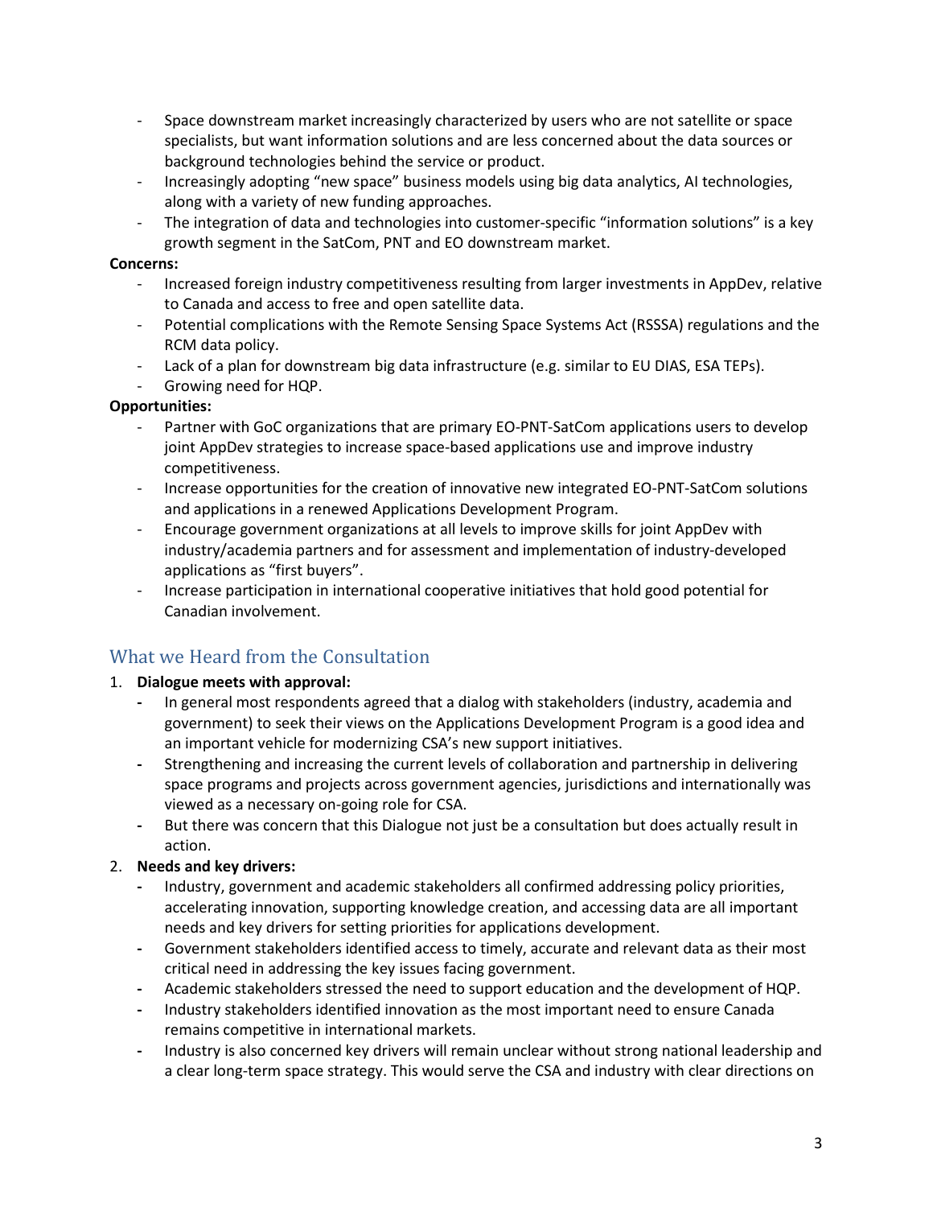- Space downstream market increasingly characterized by users who are not satellite or space specialists, but want information solutions and are less concerned about the data sources or background technologies behind the service or product.
- Increasingly adopting "new space" business models using big data analytics, AI technologies, along with a variety of new funding approaches.
- The integration of data and technologies into customer-specific "information solutions" is a key growth segment in the SatCom, PNT and EO downstream market.

**Concerns:**

- Increased foreign industry competitiveness resulting from larger investments in AppDev, relative to Canada and access to free and open satellite data.
- Potential complications with the Remote Sensing Space Systems Act (RSSSA) regulations and the RCM data policy.
- Lack of a plan for downstream big data infrastructure (e.g. similar to EU DIAS, ESA TEPs).
- Growing need for HQP.

**Opportunities:**

- Partner with GoC organizations that are primary EO-PNT-SatCom applications users to develop joint AppDev strategies to increase space-based applications use and improve industry competitiveness.
- Increase opportunities for the creation of innovative new integrated EO-PNT-SatCom solutions and applications in a renewed Applications Development Program.
- Encourage government organizations at all levels to improve skills for joint AppDev with industry/academia partners and for assessment and implementation of industry-developed applications as "first buyers".
- Increase participation in international cooperative initiatives that hold good potential for Canadian involvement.

## What we Heard from the Consultation

1. **Dialogue meets with approval:**
   - In general most respondents agreed that a dialog with stakeholders (industry, academia and government) to seek their views on the Applications Development Program is a good idea and an important vehicle for modernizing CSA's new support initiatives.
   - Strengthening and increasing the current levels of collaboration and partnership in delivering space programs and projects across government agencies, jurisdictions and internationally was viewed as a necessary on-going role for CSA.
   - But there was concern that this Dialogue not just be a consultation but does actually result in action.
2. **Needs and key drivers:**
   - Industry, government and academic stakeholders all confirmed addressing policy priorities, accelerating innovation, supporting knowledge creation, and accessing data are all important needs and key drivers for setting priorities for applications development.
   - Government stakeholders identified access to timely, accurate and relevant data as their most critical need in addressing the key issues facing government.
   - Academic stakeholders stressed the need to support education and the development of HQP.
   - Industry stakeholders identified innovation as the most important need to ensure Canada remains competitive in international markets.
   - Industry is also concerned key drivers will remain unclear without strong national leadership and a clear long-term space strategy. This would serve the CSA and industry with clear directions on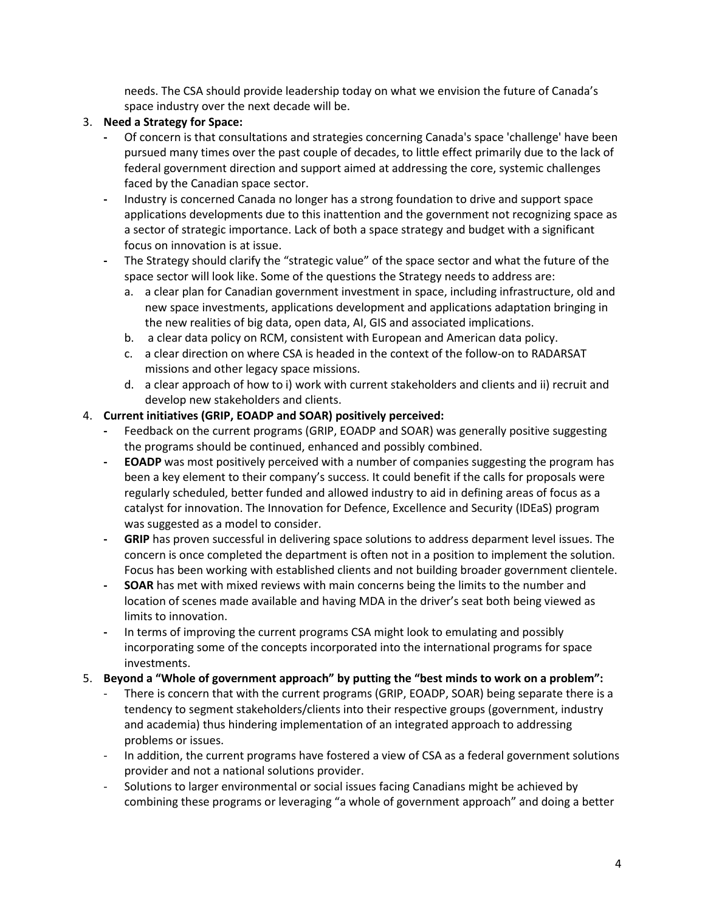needs. The CSA should provide leadership today on what we envision the future of Canada's space industry over the next decade will be.

3. **Need a Strategy for Space:**
   - Of concern is that consultations and strategies concerning Canada's space 'challenge' have been pursued many times over the past couple of decades, to little effect primarily due to the lack of federal government direction and support aimed at addressing the core, systemic challenges faced by the Canadian space sector.
   - Industry is concerned Canada no longer has a strong foundation to drive and support space applications developments due to this inattention and the government not recognizing space as a sector of strategic importance. Lack of both a space strategy and budget with a significant focus on innovation is at issue.
   - The Strategy should clarify the "strategic value" of the space sector and what the future of the space sector will look like. Some of the questions the Strategy needs to address are:
     a. a clear plan for Canadian government investment in space, including infrastructure, old and new space investments, applications development and applications adaptation bringing in the new realities of big data, open data, AI, GIS and associated implications.
     b. a clear data policy on RCM, consistent with European and American data policy.
     c. a clear direction on where CSA is headed in the context of the follow-on to RADARSAT missions and other legacy space missions.
     d. a clear approach of how to i) work with current stakeholders and clients and ii) recruit and develop new stakeholders and clients.
4. **Current initiatives (GRIP, EOADP and SOAR) positively perceived:**
   - Feedback on the current programs (GRIP, EOADP and SOAR) was generally positive suggesting the programs should be continued, enhanced and possibly combined.
   - **EOADP** was most positively perceived with a number of companies suggesting the program has been a key element to their company's success. It could benefit if the calls for proposals were regularly scheduled, better funded and allowed industry to aid in defining areas of focus as a catalyst for innovation. The Innovation for Defence, Excellence and Security (IDEaS) program was suggested as a model to consider.
   - **GRIP** has proven successful in delivering space solutions to address deparment level issues. The concern is once completed the department is often not in a position to implement the solution. Focus has been working with established clients and not building broader government clientele.
   - **SOAR** has met with mixed reviews with main concerns being the limits to the number and location of scenes made available and having MDA in the driver's seat both being viewed as limits to innovation.
   - In terms of improving the current programs CSA might look to emulating and possibly incorporating some of the concepts incorporated into the international programs for space investments.
5. **Beyond a "Whole of government approach" by putting the "best minds to work on a problem":**
   - There is concern that with the current programs (GRIP, EOADP, SOAR) being separate there is a tendency to segment stakeholders/clients into their respective groups (government, industry and academia) thus hindering implementation of an integrated approach to addressing problems or issues.
   - In addition, the current programs have fostered a view of CSA as a federal government solutions provider and not a national solutions provider.
   - Solutions to larger environmental or social issues facing Canadians might be achieved by combining these programs or leveraging "a whole of government approach" and doing a better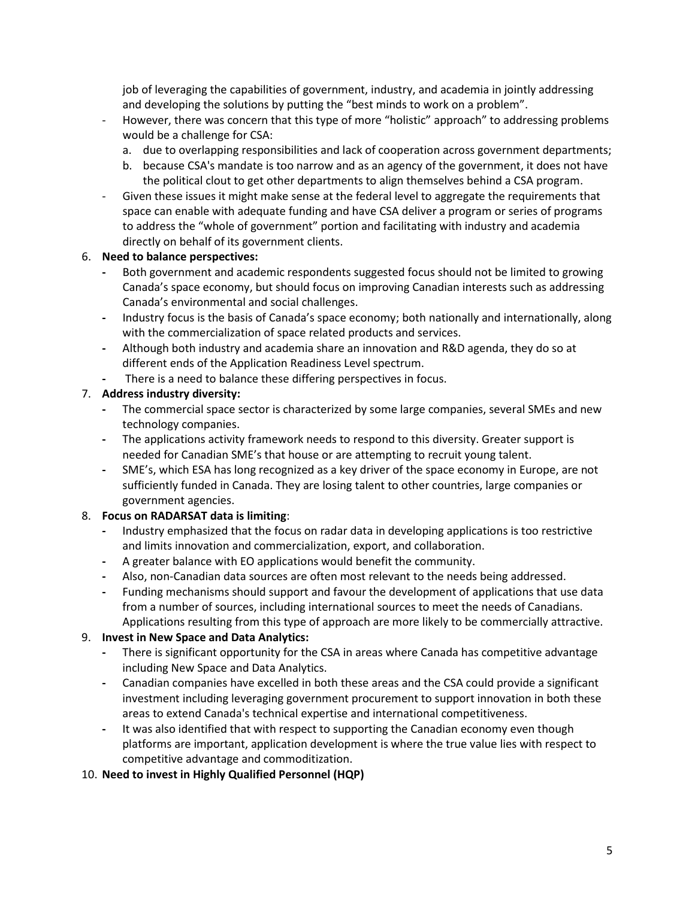job of leveraging the capabilities of government, industry, and academia in jointly addressing and developing the solutions by putting the "best minds to work on a problem".

- However, there was concern that this type of more "holistic" approach" to addressing problems would be a challenge for CSA:
  a. due to overlapping responsibilities and lack of cooperation across government departments;
  b. because CSA's mandate is too narrow and as an agency of the government, it does not have the political clout to get other departments to align themselves behind a CSA program.
- Given these issues it might make sense at the federal level to aggregate the requirements that space can enable with adequate funding and have CSA deliver a program or series of programs to address the "whole of government" portion and facilitating with industry and academia directly on behalf of its government clients.

6. **Need to balance perspectives:**
   - Both government and academic respondents suggested focus should not be limited to growing Canada's space economy, but should focus on improving Canadian interests such as addressing Canada's environmental and social challenges.
   - Industry focus is the basis of Canada's space economy; both nationally and internationally, along with the commercialization of space related products and services.
   - Although both industry and academia share an innovation and R&D agenda, they do so at different ends of the Application Readiness Level spectrum.
   - There is a need to balance these differing perspectives in focus.
7. **Address industry diversity:**
   - The commercial space sector is characterized by some large companies, several SMEs and new technology companies.
   - The applications activity framework needs to respond to this diversity. Greater support is needed for Canadian SME's that house or are attempting to recruit young talent.
   - SME's, which ESA has long recognized as a key driver of the space economy in Europe, are not sufficiently funded in Canada. They are losing talent to other countries, large companies or government agencies.
8. **Focus on RADARSAT data is limiting**:
   - Industry emphasized that the focus on radar data in developing applications is too restrictive and limits innovation and commercialization, export, and collaboration.
   - A greater balance with EO applications would benefit the community.
   - Also, non-Canadian data sources are often most relevant to the needs being addressed.
   - Funding mechanisms should support and favour the development of applications that use data from a number of sources, including international sources to meet the needs of Canadians. Applications resulting from this type of approach are more likely to be commercially attractive.
9. **Invest in New Space and Data Analytics:**
   - There is significant opportunity for the CSA in areas where Canada has competitive advantage including New Space and Data Analytics.
   - Canadian companies have excelled in both these areas and the CSA could provide a significant investment including leveraging government procurement to support innovation in both these areas to extend Canada's technical expertise and international competitiveness.
   - It was also identified that with respect to supporting the Canadian economy even though platforms are important, application development is where the true value lies with respect to competitive advantage and commoditization.
10. **Need to invest in Highly Qualified Personnel (HQP)**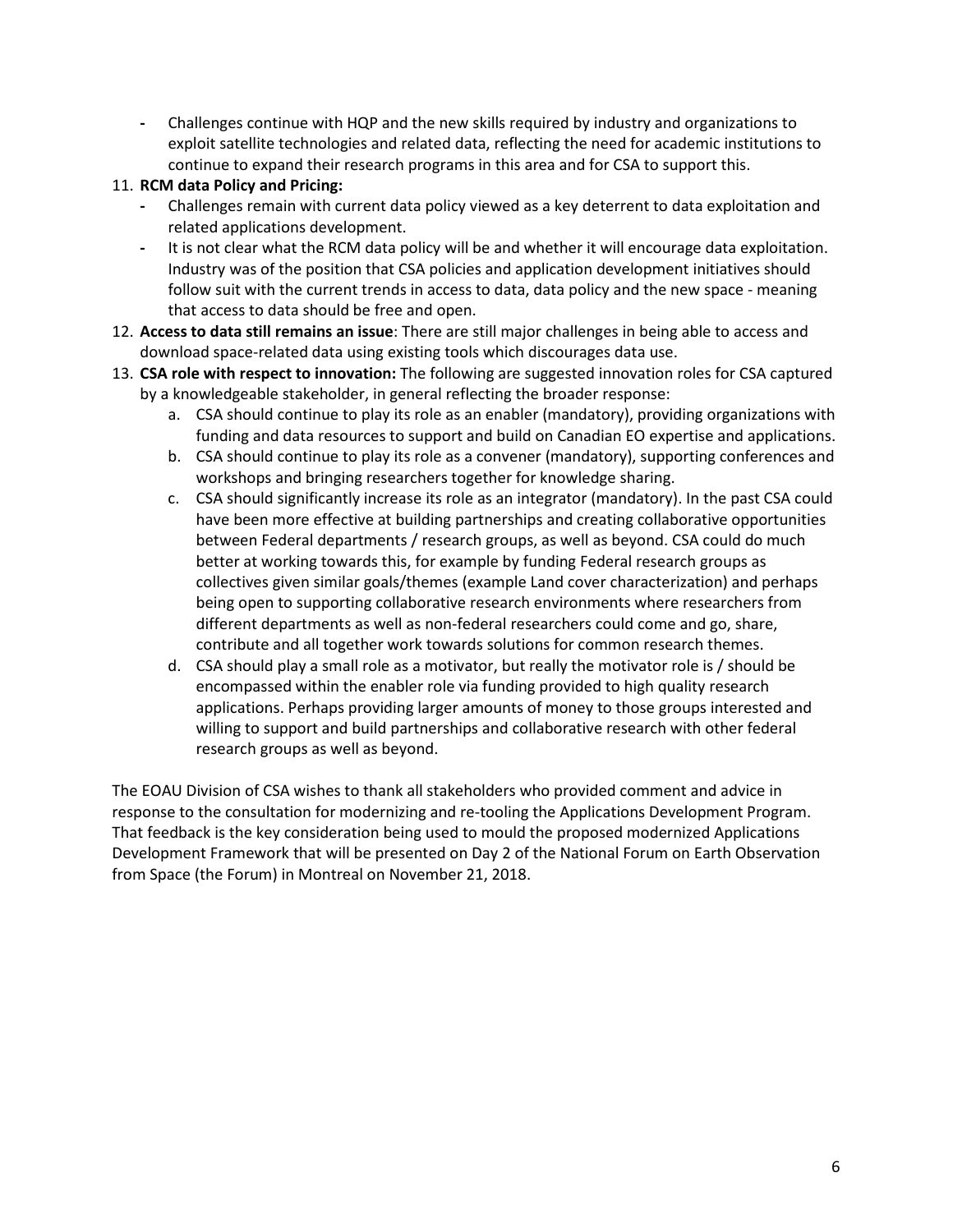- Challenges continue with HQP and the new skills required by industry and organizations to exploit satellite technologies and related data, reflecting the need for academic institutions to continue to expand their research programs in this area and for CSA to support this.

11. **RCM data Policy and Pricing:**
    - Challenges remain with current data policy viewed as a key deterrent to data exploitation and related applications development.
    - It is not clear what the RCM data policy will be and whether it will encourage data exploitation. Industry was of the position that CSA policies and application development initiatives should follow suit with the current trends in access to data, data policy and the new space - meaning that access to data should be free and open.
12. **Access to data still remains an issue**: There are still major challenges in being able to access and download space-related data using existing tools which discourages data use.
13. **CSA role with respect to innovation:** The following are suggested innovation roles for CSA captured by a knowledgeable stakeholder, in general reflecting the broader response:
    a. CSA should continue to play its role as an enabler (mandatory), providing organizations with funding and data resources to support and build on Canadian EO expertise and applications.
    b. CSA should continue to play its role as a convener (mandatory), supporting conferences and workshops and bringing researchers together for knowledge sharing.
    c. CSA should significantly increase its role as an integrator (mandatory). In the past CSA could have been more effective at building partnerships and creating collaborative opportunities between Federal departments / research groups, as well as beyond. CSA could do much better at working towards this, for example by funding Federal research groups as collectives given similar goals/themes (example Land cover characterization) and perhaps being open to supporting collaborative research environments where researchers from different departments as well as non-federal researchers could come and go, share, contribute and all together work towards solutions for common research themes.
    d. CSA should play a small role as a motivator, but really the motivator role is / should be encompassed within the enabler role via funding provided to high quality research applications. Perhaps providing larger amounts of money to those groups interested and willing to support and build partnerships and collaborative research with other federal research groups as well as beyond.

The EOAU Division of CSA wishes to thank all stakeholders who provided comment and advice in response to the consultation for modernizing and re-tooling the Applications Development Program. That feedback is the key consideration being used to mould the proposed modernized Applications Development Framework that will be presented on Day 2 of the National Forum on Earth Observation from Space (the Forum) in Montreal on November 21, 2018.